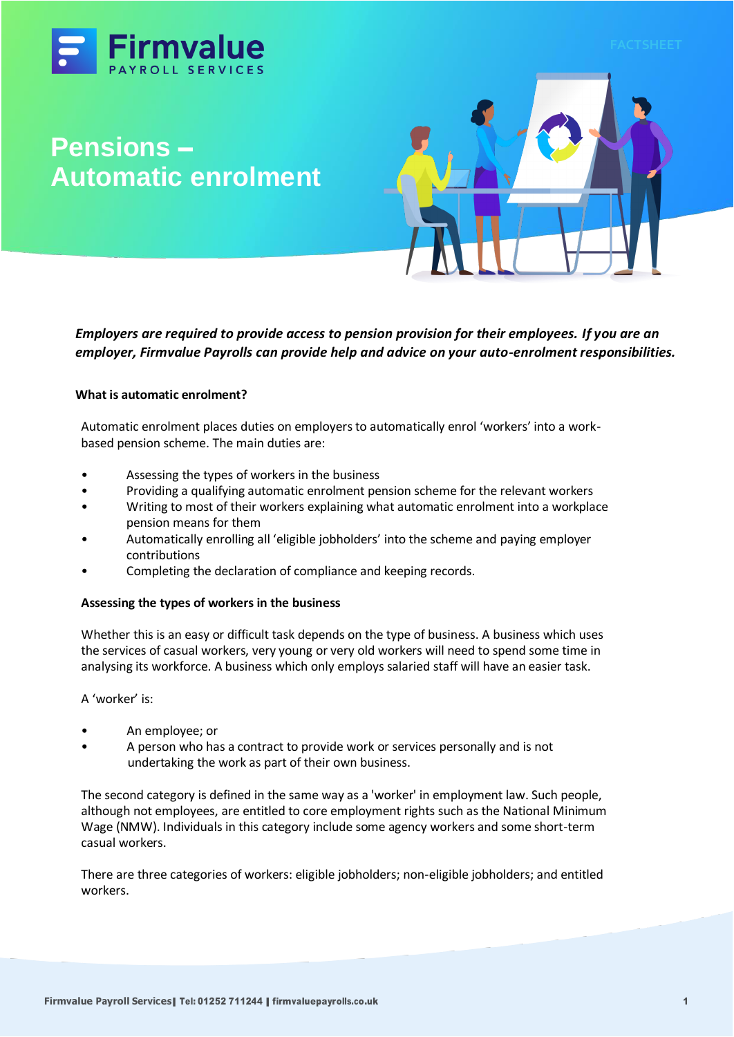Firmvalue
PAYROLL SERVICES

FACTSHEET

# Pensions – Automatic enrolment

***Employers are required to provide access to pension provision for their employees. If you are an employer, Firmvalue Payrolls can provide help and advice on your auto-enrolment responsibilities.***

## What is automatic enrolment?

Automatic enrolment places duties on employers to automatically enrol 'workers' into a work-based pension scheme. The main duties are:

- Assessing the types of workers in the business
- Providing a qualifying automatic enrolment pension scheme for the relevant workers
- Writing to most of their workers explaining what automatic enrolment into a workplace pension means for them
- Automatically enrolling all 'eligible jobholders' into the scheme and paying employer contributions
- Completing the declaration of compliance and keeping records.

### Assessing the types of workers in the business

Whether this is an easy or difficult task depends on the type of business. A business which uses the services of casual workers, very young or very old workers will need to spend some time in analysing its workforce. A business which only employs salaried staff will have an easier task.

A 'worker' is:

- An employee; or
- A person who has a contract to provide work or services personally and is not undertaking the work as part of their own business.

The second category is defined in the same way as a 'worker' in employment law. Such people, although not employees, are entitled to core employment rights such as the National Minimum Wage (NMW). Individuals in this category include some agency workers and some short-term casual workers.

There are three categories of workers: eligible jobholders; non-eligible jobholders; and entitled workers.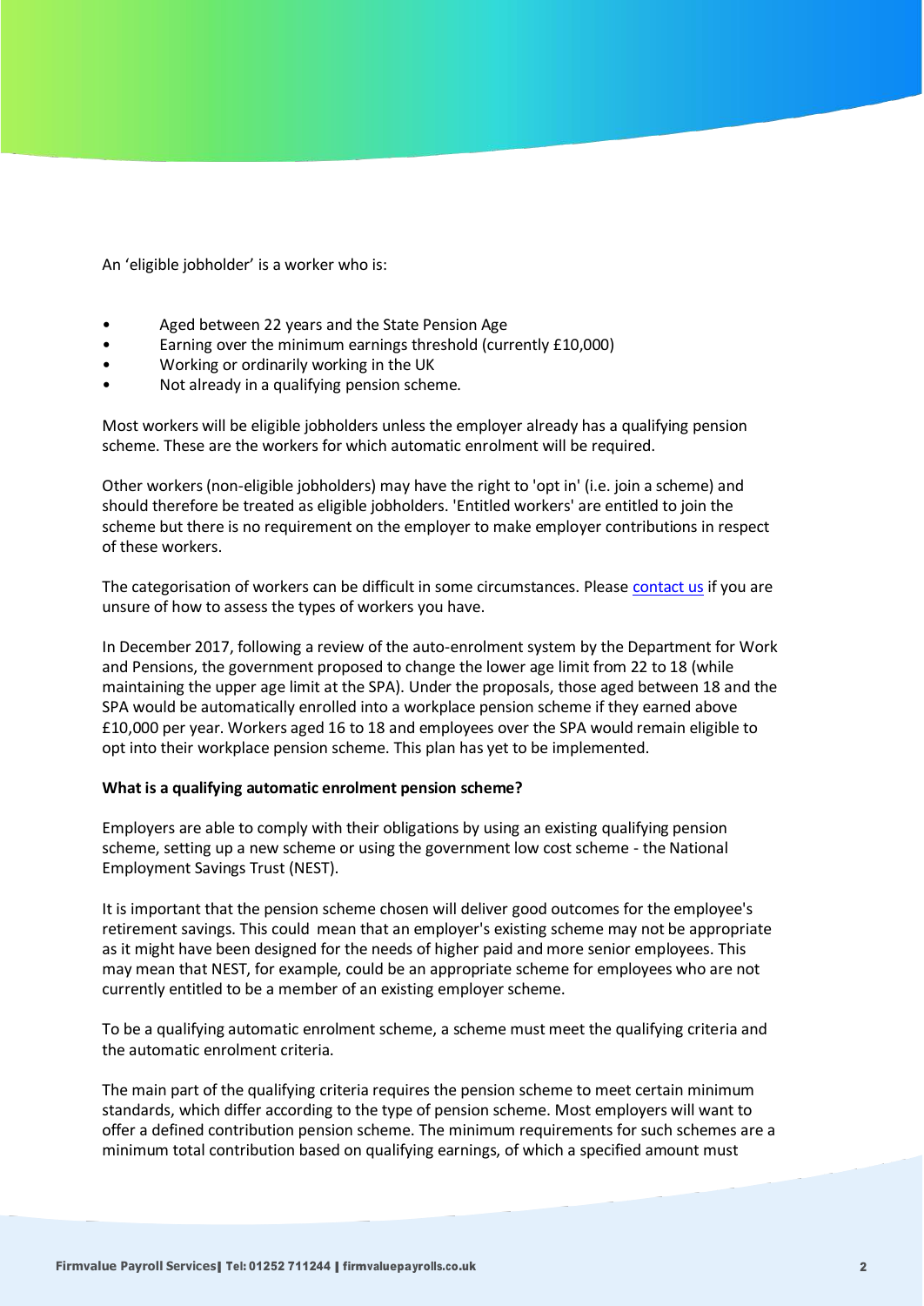An 'eligible jobholder' is a worker who is:

- Aged between 22 years and the State Pension Age
- Earning over the minimum earnings threshold (currently £10,000)
- Working or ordinarily working in the UK
- Not already in a qualifying pension scheme.

Most workers will be eligible jobholders unless the employer already has a qualifying pension scheme. These are the workers for which automatic enrolment will be required.

Other workers (non-eligible jobholders) may have the right to 'opt in' (i.e. join a scheme) and should therefore be treated as eligible jobholders. 'Entitled workers' are entitled to join the scheme but there is no requirement on the employer to make employer contributions in respect of these workers.

The categorisation of workers can be difficult in some circumstances. Please contact us if you are unsure of how to assess the types of workers you have.

In December 2017, following a review of the auto-enrolment system by the Department for Work and Pensions, the government proposed to change the lower age limit from 22 to 18 (while maintaining the upper age limit at the SPA). Under the proposals, those aged between 18 and the SPA would be automatically enrolled into a workplace pension scheme if they earned above £10,000 per year. Workers aged 16 to 18 and employees over the SPA would remain eligible to opt into their workplace pension scheme. This plan has yet to be implemented.

**What is a qualifying automatic enrolment pension scheme?**

Employers are able to comply with their obligations by using an existing qualifying pension scheme, setting up a new scheme or using the government low cost scheme - the National Employment Savings Trust (NEST).

It is important that the pension scheme chosen will deliver good outcomes for the employee's retirement savings. This could mean that an employer's existing scheme may not be appropriate as it might have been designed for the needs of higher paid and more senior employees. This may mean that NEST, for example, could be an appropriate scheme for employees who are not currently entitled to be a member of an existing employer scheme.

To be a qualifying automatic enrolment scheme, a scheme must meet the qualifying criteria and the automatic enrolment criteria.

The main part of the qualifying criteria requires the pension scheme to meet certain minimum standards, which differ according to the type of pension scheme. Most employers will want to offer a defined contribution pension scheme. The minimum requirements for such schemes are a minimum total contribution based on qualifying earnings, of which a specified amount must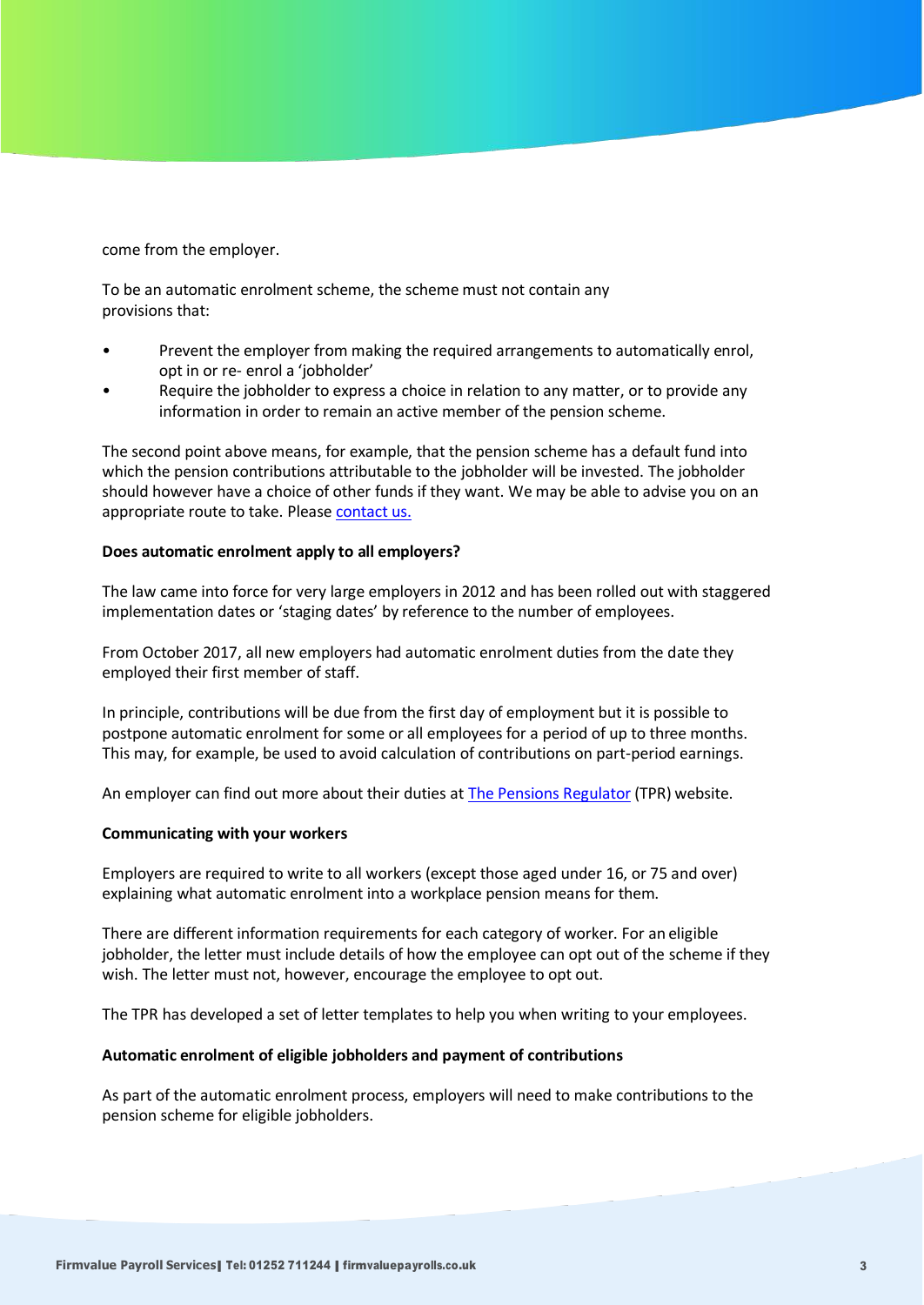come from the employer.

To be an automatic enrolment scheme, the scheme must not contain any provisions that:

- Prevent the employer from making the required arrangements to automatically enrol, opt in or re- enrol a 'jobholder'
- Require the jobholder to express a choice in relation to any matter, or to provide any information in order to remain an active member of the pension scheme.

The second point above means, for example, that the pension scheme has a default fund into which the pension contributions attributable to the jobholder will be invested. The jobholder should however have a choice of other funds if they want. We may be able to advise you on an appropriate route to take. Please contact us.

**Does automatic enrolment apply to all employers?**

The law came into force for very large employers in 2012 and has been rolled out with staggered implementation dates or 'staging dates' by reference to the number of employees.

From October 2017, all new employers had automatic enrolment duties from the date they employed their first member of staff.

In principle, contributions will be due from the first day of employment but it is possible to postpone automatic enrolment for some or all employees for a period of up to three months. This may, for example, be used to avoid calculation of contributions on part-period earnings.

An employer can find out more about their duties at The Pensions Regulator (TPR) website.

**Communicating with your workers**

Employers are required to write to all workers (except those aged under 16, or 75 and over) explaining what automatic enrolment into a workplace pension means for them.

There are different information requirements for each category of worker. For an eligible jobholder, the letter must include details of how the employee can opt out of the scheme if they wish. The letter must not, however, encourage the employee to opt out.

The TPR has developed a set of letter templates to help you when writing to your employees.

**Automatic enrolment of eligible jobholders and payment of contributions**

As part of the automatic enrolment process, employers will need to make contributions to the pension scheme for eligible jobholders.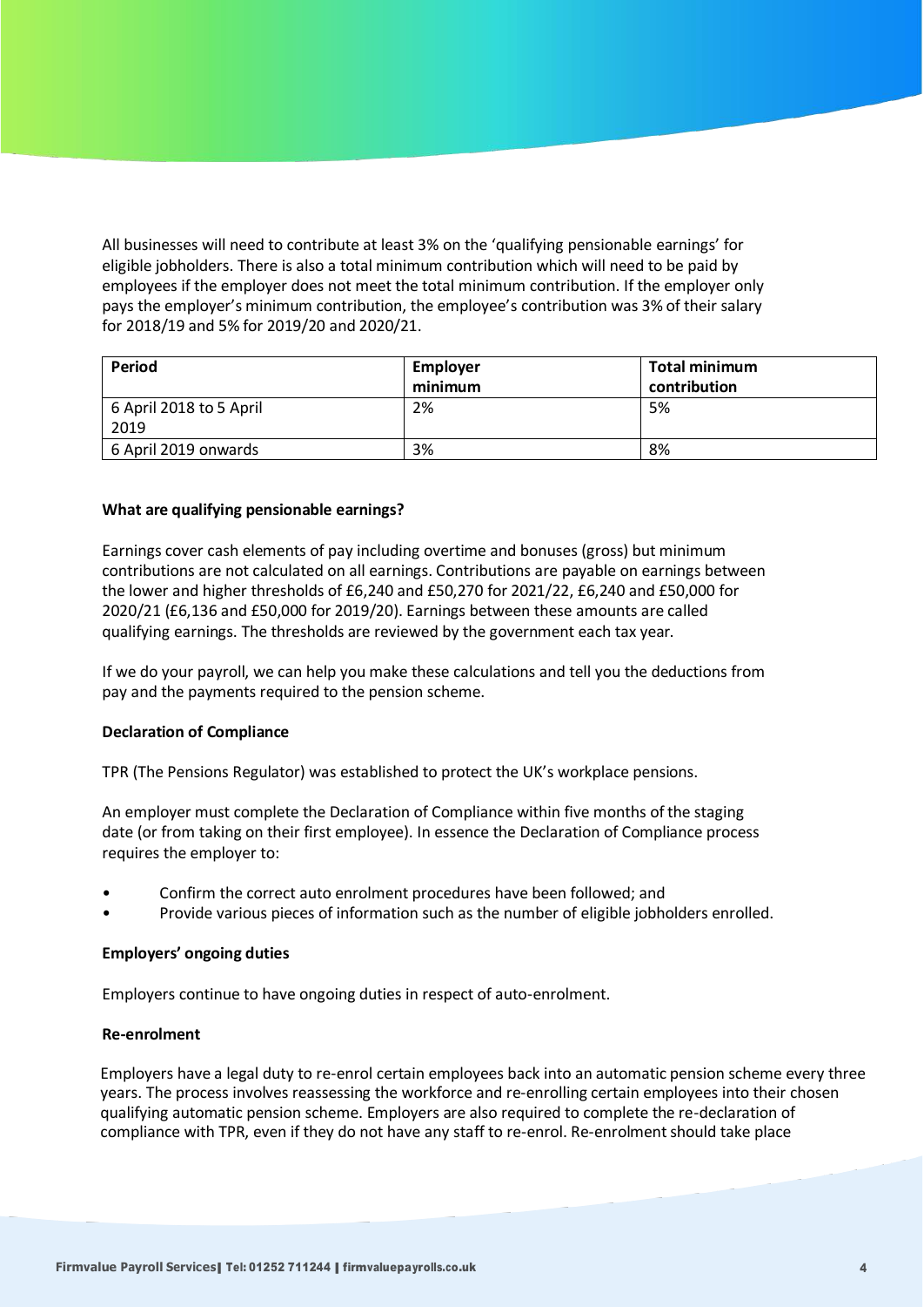All businesses will need to contribute at least 3% on the 'qualifying pensionable earnings' for eligible jobholders. There is also a total minimum contribution which will need to be paid by employees if the employer does not meet the total minimum contribution. If the employer only pays the employer's minimum contribution, the employee's contribution was 3% of their salary for 2018/19 and 5% for 2019/20 and 2020/21.

| Period | Employer minimum | Total minimum contribution |
|---|---|---|
| 6 April 2018 to 5 April 2019 | 2% | 5% |
| 6 April 2019 onwards | 3% | 8% |

**What are qualifying pensionable earnings?**

Earnings cover cash elements of pay including overtime and bonuses (gross) but minimum contributions are not calculated on all earnings. Contributions are payable on earnings between the lower and higher thresholds of £6,240 and £50,270 for 2021/22, £6,240 and £50,000 for 2020/21 (£6,136 and £50,000 for 2019/20). Earnings between these amounts are called qualifying earnings. The thresholds are reviewed by the government each tax year.

If we do your payroll, we can help you make these calculations and tell you the deductions from pay and the payments required to the pension scheme.

**Declaration of Compliance**

TPR (The Pensions Regulator) was established to protect the UK's workplace pensions.

An employer must complete the Declaration of Compliance within five months of the staging date (or from taking on their first employee). In essence the Declaration of Compliance process requires the employer to:

- Confirm the correct auto enrolment procedures have been followed; and
- Provide various pieces of information such as the number of eligible jobholders enrolled.

**Employers' ongoing duties**

Employers continue to have ongoing duties in respect of auto-enrolment.

**Re-enrolment**

Employers have a legal duty to re-enrol certain employees back into an automatic pension scheme every three years. The process involves reassessing the workforce and re-enrolling certain employees into their chosen qualifying automatic pension scheme. Employers are also required to complete the re-declaration of compliance with TPR, even if they do not have any staff to re-enrol. Re-enrolment should take place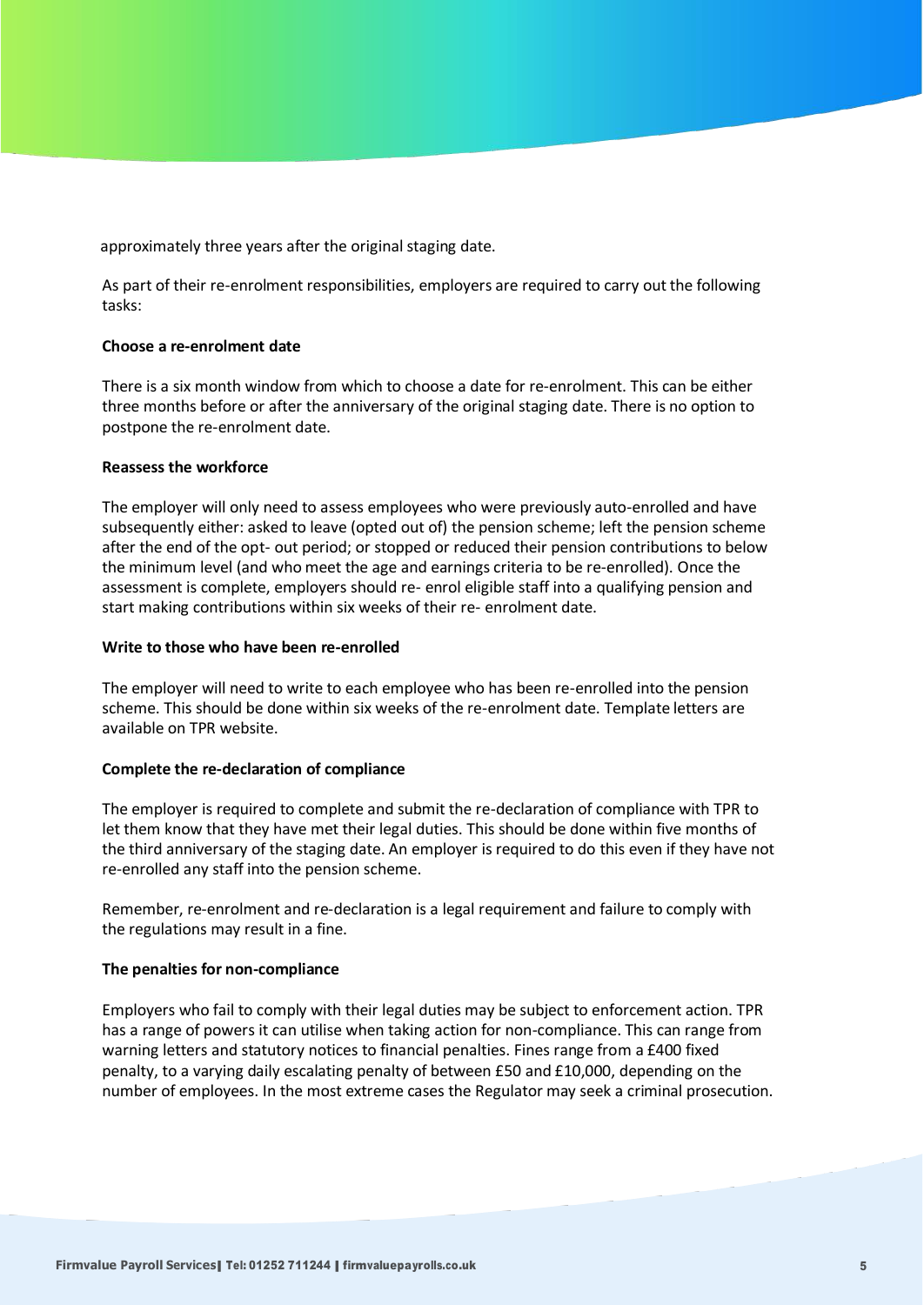approximately three years after the original staging date.

As part of their re-enrolment responsibilities, employers are required to carry out the following tasks:

**Choose a re-enrolment date**

There is a six month window from which to choose a date for re-enrolment. This can be either three months before or after the anniversary of the original staging date. There is no option to postpone the re-enrolment date.

**Reassess the workforce**

The employer will only need to assess employees who were previously auto-enrolled and have subsequently either: asked to leave (opted out of) the pension scheme; left the pension scheme after the end of the opt- out period; or stopped or reduced their pension contributions to below the minimum level (and who meet the age and earnings criteria to be re-enrolled). Once the assessment is complete, employers should re- enrol eligible staff into a qualifying pension and start making contributions within six weeks of their re- enrolment date.

**Write to those who have been re-enrolled**

The employer will need to write to each employee who has been re-enrolled into the pension scheme. This should be done within six weeks of the re-enrolment date. Template letters are available on TPR website.

**Complete the re-declaration of compliance**

The employer is required to complete and submit the re-declaration of compliance with TPR to let them know that they have met their legal duties. This should be done within five months of the third anniversary of the staging date. An employer is required to do this even if they have not re-enrolled any staff into the pension scheme.

Remember, re-enrolment and re-declaration is a legal requirement and failure to comply with the regulations may result in a fine.

**The penalties for non-compliance**

Employers who fail to comply with their legal duties may be subject to enforcement action. TPR has a range of powers it can utilise when taking action for non-compliance. This can range from warning letters and statutory notices to financial penalties. Fines range from a £400 fixed penalty, to a varying daily escalating penalty of between £50 and £10,000, depending on the number of employees. In the most extreme cases the Regulator may seek a criminal prosecution.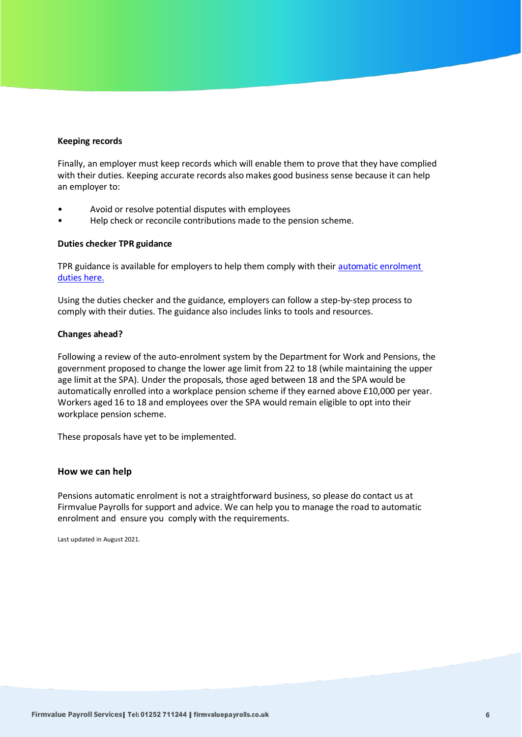### Keeping records

Finally, an employer must keep records which will enable them to prove that they have complied with their duties. Keeping accurate records also makes good business sense because it can help an employer to:

- Avoid or resolve potential disputes with employees
- Help check or reconcile contributions made to the pension scheme.

### Duties checker TPR guidance

TPR guidance is available for employers to help them comply with their automatic enrolment duties here.

Using the duties checker and the guidance, employers can follow a step-by-step process to comply with their duties. The guidance also includes links to tools and resources.

### Changes ahead?

Following a review of the auto-enrolment system by the Department for Work and Pensions, the government proposed to change the lower age limit from 22 to 18 (while maintaining the upper age limit at the SPA). Under the proposals, those aged between 18 and the SPA would be automatically enrolled into a workplace pension scheme if they earned above £10,000 per year. Workers aged 16 to 18 and employees over the SPA would remain eligible to opt into their workplace pension scheme.

These proposals have yet to be implemented.

## How we can help

Pensions automatic enrolment is not a straightforward business, so please do contact us at Firmvalue Payrolls for support and advice. We can help you to manage the road to automatic enrolment and ensure you comply with the requirements.

Last updated in August 2021.